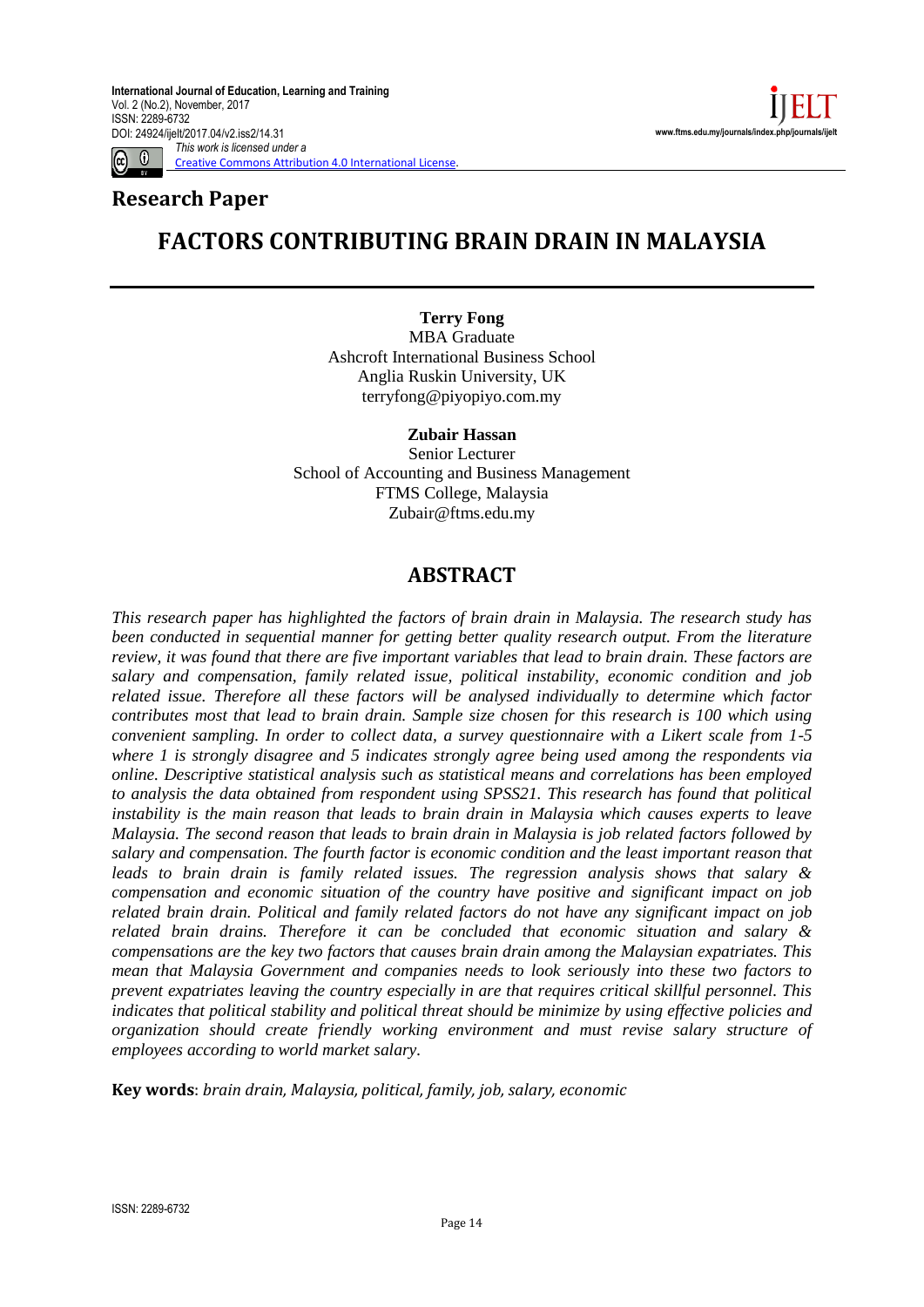**Research Paper**

# FACTORS CONTRIBUTING BRAIN DRAIN IN MALAYSIA

**Terry Fong**
MBA Graduate
Ashcroft International Business School
Anglia Ruskin University, UK
terryfong@piyopiyo.com.my

**Zubair Hassan**
Senior Lecturer
School of Accounting and Business Management
FTMS College, Malaysia
Zubair@ftms.edu.my

## ABSTRACT

*This research paper has highlighted the factors of brain drain in Malaysia. The research study has been conducted in sequential manner for getting better quality research output. From the literature review, it was found that there are five important variables that lead to brain drain. These factors are salary and compensation, family related issue, political instability, economic condition and job related issue. Therefore all these factors will be analysed individually to determine which factor contributes most that lead to brain drain. Sample size chosen for this research is 100 which using convenient sampling. In order to collect data, a survey questionnaire with a Likert scale from 1-5 where 1 is strongly disagree and 5 indicates strongly agree being used among the respondents via online. Descriptive statistical analysis such as statistical means and correlations has been employed to analysis the data obtained from respondent using SPSS21. This research has found that political instability is the main reason that leads to brain drain in Malaysia which causes experts to leave Malaysia. The second reason that leads to brain drain in Malaysia is job related factors followed by salary and compensation. The fourth factor is economic condition and the least important reason that leads to brain drain is family related issues. The regression analysis shows that salary & compensation and economic situation of the country have positive and significant impact on job related brain drain. Political and family related factors do not have any significant impact on job related brain drains. Therefore it can be concluded that economic situation and salary & compensations are the key two factors that causes brain drain among the Malaysian expatriates. This mean that Malaysia Government and companies needs to look seriously into these two factors to prevent expatriates leaving the country especially in are that requires critical skillful personnel. This indicates that political stability and political threat should be minimize by using effective policies and organization should create friendly working environment and must revise salary structure of employees according to world market salary.*

**Key words**: *brain drain, Malaysia, political, family, job, salary, economic*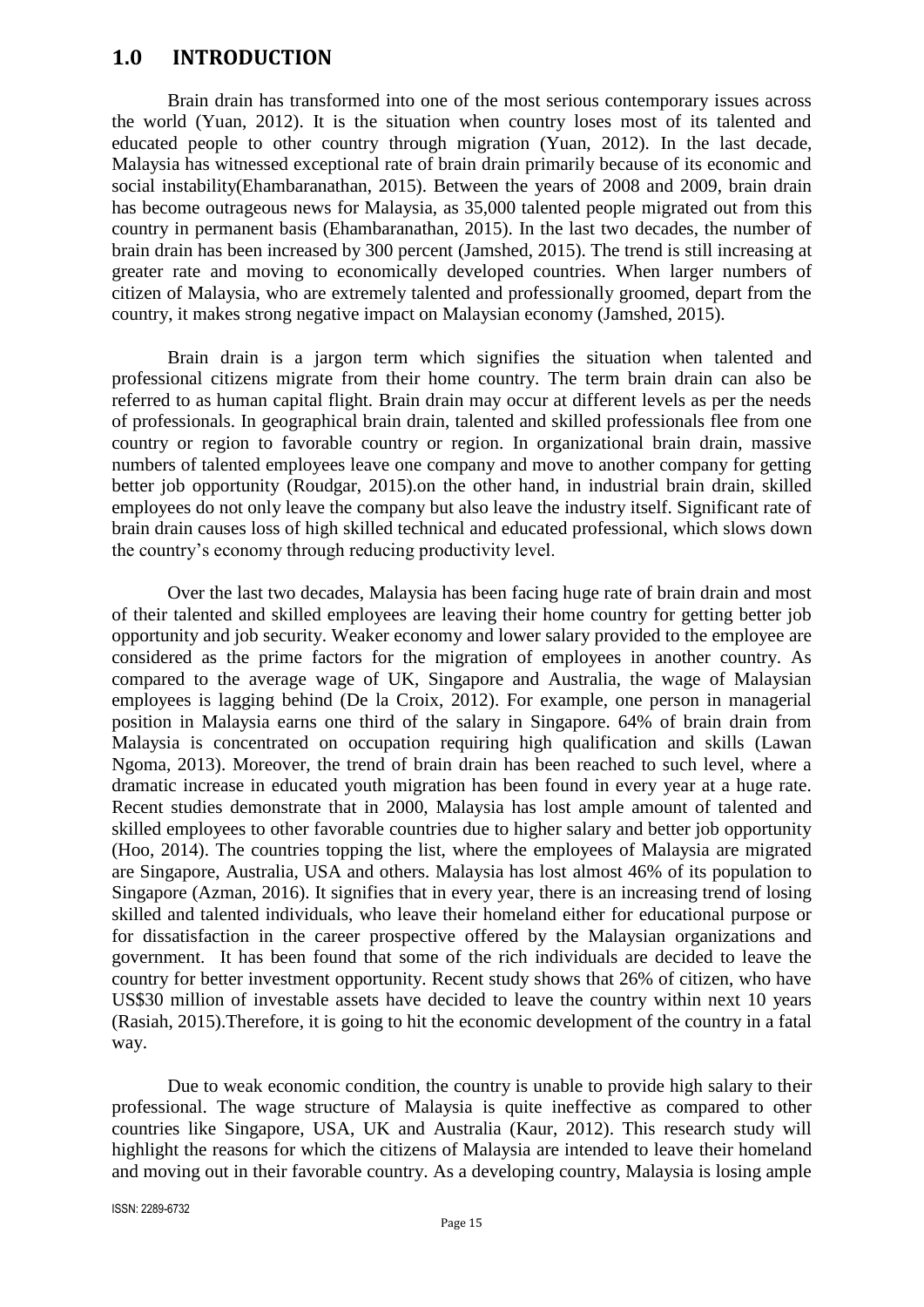## 1.0 INTRODUCTION

Brain drain has transformed into one of the most serious contemporary issues across the world (Yuan, 2012). It is the situation when country loses most of its talented and educated people to other country through migration (Yuan, 2012). In the last decade, Malaysia has witnessed exceptional rate of brain drain primarily because of its economic and social instability(Ehambaranathan, 2015). Between the years of 2008 and 2009, brain drain has become outrageous news for Malaysia, as 35,000 talented people migrated out from this country in permanent basis (Ehambaranathan, 2015). In the last two decades, the number of brain drain has been increased by 300 percent (Jamshed, 2015). The trend is still increasing at greater rate and moving to economically developed countries. When larger numbers of citizen of Malaysia, who are extremely talented and professionally groomed, depart from the country, it makes strong negative impact on Malaysian economy (Jamshed, 2015).

Brain drain is a jargon term which signifies the situation when talented and professional citizens migrate from their home country. The term brain drain can also be referred to as human capital flight. Brain drain may occur at different levels as per the needs of professionals. In geographical brain drain, talented and skilled professionals flee from one country or region to favorable country or region. In organizational brain drain, massive numbers of talented employees leave one company and move to another company for getting better job opportunity (Roudgar, 2015).on the other hand, in industrial brain drain, skilled employees do not only leave the company but also leave the industry itself. Significant rate of brain drain causes loss of high skilled technical and educated professional, which slows down the country's economy through reducing productivity level.

Over the last two decades, Malaysia has been facing huge rate of brain drain and most of their talented and skilled employees are leaving their home country for getting better job opportunity and job security. Weaker economy and lower salary provided to the employee are considered as the prime factors for the migration of employees in another country. As compared to the average wage of UK, Singapore and Australia, the wage of Malaysian employees is lagging behind (De la Croix, 2012). For example, one person in managerial position in Malaysia earns one third of the salary in Singapore. 64% of brain drain from Malaysia is concentrated on occupation requiring high qualification and skills (Lawan Ngoma, 2013). Moreover, the trend of brain drain has been reached to such level, where a dramatic increase in educated youth migration has been found in every year at a huge rate. Recent studies demonstrate that in 2000, Malaysia has lost ample amount of talented and skilled employees to other favorable countries due to higher salary and better job opportunity (Hoo, 2014). The countries topping the list, where the employees of Malaysia are migrated are Singapore, Australia, USA and others. Malaysia has lost almost 46% of its population to Singapore (Azman, 2016). It signifies that in every year, there is an increasing trend of losing skilled and talented individuals, who leave their homeland either for educational purpose or for dissatisfaction in the career prospective offered by the Malaysian organizations and government. It has been found that some of the rich individuals are decided to leave the country for better investment opportunity. Recent study shows that 26% of citizen, who have US$30 million of investable assets have decided to leave the country within next 10 years (Rasiah, 2015).Therefore, it is going to hit the economic development of the country in a fatal way.

Due to weak economic condition, the country is unable to provide high salary to their professional. The wage structure of Malaysia is quite ineffective as compared to other countries like Singapore, USA, UK and Australia (Kaur, 2012). This research study will highlight the reasons for which the citizens of Malaysia are intended to leave their homeland and moving out in their favorable country. As a developing country, Malaysia is losing ample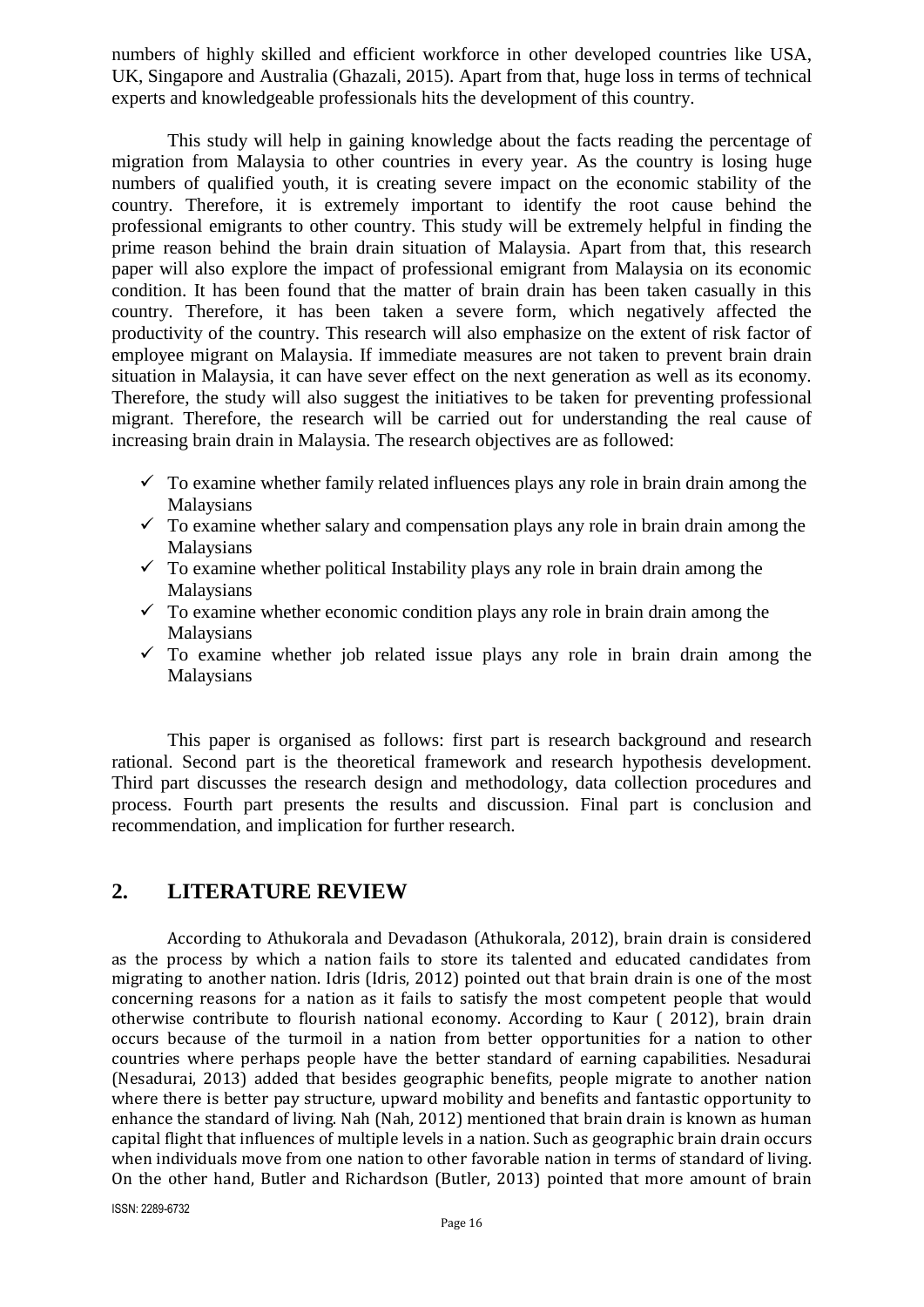numbers of highly skilled and efficient workforce in other developed countries like USA, UK, Singapore and Australia (Ghazali, 2015). Apart from that, huge loss in terms of technical experts and knowledgeable professionals hits the development of this country.

This study will help in gaining knowledge about the facts reading the percentage of migration from Malaysia to other countries in every year. As the country is losing huge numbers of qualified youth, it is creating severe impact on the economic stability of the country. Therefore, it is extremely important to identify the root cause behind the professional emigrants to other country. This study will be extremely helpful in finding the prime reason behind the brain drain situation of Malaysia. Apart from that, this research paper will also explore the impact of professional emigrant from Malaysia on its economic condition. It has been found that the matter of brain drain has been taken casually in this country. Therefore, it has been taken a severe form, which negatively affected the productivity of the country. This research will also emphasize on the extent of risk factor of employee migrant on Malaysia. If immediate measures are not taken to prevent brain drain situation in Malaysia, it can have sever effect on the next generation as well as its economy. Therefore, the study will also suggest the initiatives to be taken for preventing professional migrant. Therefore, the research will be carried out for understanding the real cause of increasing brain drain in Malaysia. The research objectives are as followed:

- ✓ To examine whether family related influences plays any role in brain drain among the Malaysians
- ✓ To examine whether salary and compensation plays any role in brain drain among the Malaysians
- ✓ To examine whether political Instability plays any role in brain drain among the Malaysians
- ✓ To examine whether economic condition plays any role in brain drain among the Malaysians
- ✓ To examine whether job related issue plays any role in brain drain among the Malaysians

This paper is organised as follows: first part is research background and research rational. Second part is the theoretical framework and research hypothesis development. Third part discusses the research design and methodology, data collection procedures and process. Fourth part presents the results and discussion. Final part is conclusion and recommendation, and implication for further research.

## 2. LITERATURE REVIEW

According to Athukorala and Devadason (Athukorala, 2012), brain drain is considered as the process by which a nation fails to store its talented and educated candidates from migrating to another nation. Idris (Idris, 2012) pointed out that brain drain is one of the most concerning reasons for a nation as it fails to satisfy the most competent people that would otherwise contribute to flourish national economy. According to Kaur ( 2012), brain drain occurs because of the turmoil in a nation from better opportunities for a nation to other countries where perhaps people have the better standard of earning capabilities. Nesadurai (Nesadurai, 2013) added that besides geographic benefits, people migrate to another nation where there is better pay structure, upward mobility and benefits and fantastic opportunity to enhance the standard of living. Nah (Nah, 2012) mentioned that brain drain is known as human capital flight that influences of multiple levels in a nation. Such as geographic brain drain occurs when individuals move from one nation to other favorable nation in terms of standard of living. On the other hand, Butler and Richardson (Butler, 2013) pointed that more amount of brain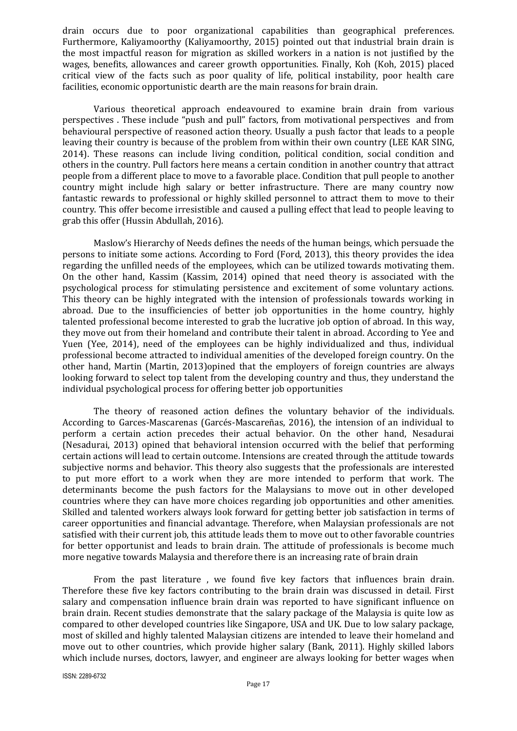drain occurs due to poor organizational capabilities than geographical preferences. Furthermore, Kaliyamoorthy (Kaliyamoorthy, 2015) pointed out that industrial brain drain is the most impactful reason for migration as skilled workers in a nation is not justified by the wages, benefits, allowances and career growth opportunities. Finally, Koh (Koh, 2015) placed critical view of the facts such as poor quality of life, political instability, poor health care facilities, economic opportunistic dearth are the main reasons for brain drain.

Various theoretical approach endeavoured to examine brain drain from various perspectives . These include "push and pull" factors, from motivational perspectives and from behavioural perspective of reasoned action theory. Usually a push factor that leads to a people leaving their country is because of the problem from within their own country (LEE KAR SING, 2014). These reasons can include living condition, political condition, social condition and others in the country. Pull factors here means a certain condition in another country that attract people from a different place to move to a favorable place. Condition that pull people to another country might include high salary or better infrastructure. There are many country now fantastic rewards to professional or highly skilled personnel to attract them to move to their country. This offer become irresistible and caused a pulling effect that lead to people leaving to grab this offer (Hussin Abdullah, 2016).

Maslow's Hierarchy of Needs defines the needs of the human beings, which persuade the persons to initiate some actions. According to Ford (Ford, 2013), this theory provides the idea regarding the unfilled needs of the employees, which can be utilized towards motivating them. On the other hand, Kassim (Kassim, 2014) opined that need theory is associated with the psychological process for stimulating persistence and excitement of some voluntary actions. This theory can be highly integrated with the intension of professionals towards working in abroad. Due to the insufficiencies of better job opportunities in the home country, highly talented professional become interested to grab the lucrative job option of abroad. In this way, they move out from their homeland and contribute their talent in abroad. According to Yee and Yuen (Yee, 2014), need of the employees can be highly individualized and thus, individual professional become attracted to individual amenities of the developed foreign country. On the other hand, Martin (Martin, 2013)opined that the employers of foreign countries are always looking forward to select top talent from the developing country and thus, they understand the individual psychological process for offering better job opportunities

The theory of reasoned action defines the voluntary behavior of the individuals. According to Garces-Mascarenas (Garcés-Mascareñas, 2016), the intension of an individual to perform a certain action precedes their actual behavior. On the other hand, Nesadurai (Nesadurai, 2013) opined that behavioral intension occurred with the belief that performing certain actions will lead to certain outcome. Intensions are created through the attitude towards subjective norms and behavior. This theory also suggests that the professionals are interested to put more effort to a work when they are more intended to perform that work. The determinants become the push factors for the Malaysians to move out in other developed countries where they can have more choices regarding job opportunities and other amenities. Skilled and talented workers always look forward for getting better job satisfaction in terms of career opportunities and financial advantage. Therefore, when Malaysian professionals are not satisfied with their current job, this attitude leads them to move out to other favorable countries for better opportunist and leads to brain drain. The attitude of professionals is become much more negative towards Malaysia and therefore there is an increasing rate of brain drain

From the past literature , we found five key factors that influences brain drain. Therefore these five key factors contributing to the brain drain was discussed in detail. First salary and compensation influence brain drain was reported to have significant influence on brain drain. Recent studies demonstrate that the salary package of the Malaysia is quite low as compared to other developed countries like Singapore, USA and UK. Due to low salary package, most of skilled and highly talented Malaysian citizens are intended to leave their homeland and move out to other countries, which provide higher salary (Bank, 2011). Highly skilled labors which include nurses, doctors, lawyer, and engineer are always looking for better wages when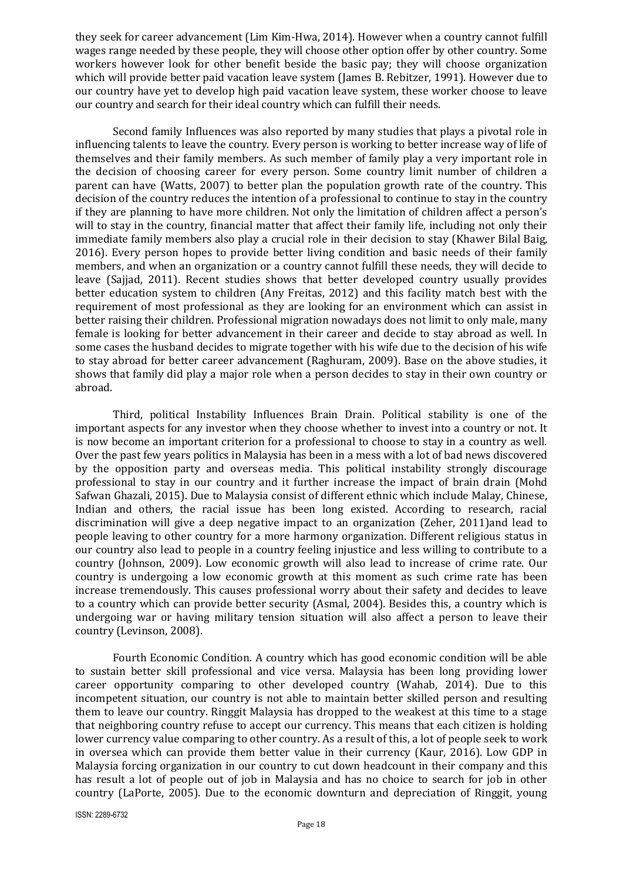they seek for career advancement (Lim Kim-Hwa, 2014). However when a country cannot fulfill wages range needed by these people, they will choose other option offer by other country. Some workers however look for other benefit beside the basic pay; they will choose organization which will provide better paid vacation leave system (James B. Rebitzer, 1991). However due to our country have yet to develop high paid vacation leave system, these worker choose to leave our country and search for their ideal country which can fulfill their needs.

Second family Influences was also reported by many studies that plays a pivotal role in influencing talents to leave the country. Every person is working to better increase way of life of themselves and their family members. As such member of family play a very important role in the decision of choosing career for every person. Some country limit number of children a parent can have (Watts, 2007) to better plan the population growth rate of the country. This decision of the country reduces the intention of a professional to continue to stay in the country if they are planning to have more children. Not only the limitation of children affect a person's will to stay in the country, financial matter that affect their family life, including not only their immediate family members also play a crucial role in their decision to stay (Khawer Bilal Baig, 2016). Every person hopes to provide better living condition and basic needs of their family members, and when an organization or a country cannot fulfill these needs, they will decide to leave (Sajjad, 2011). Recent studies shows that better developed country usually provides better education system to children (Any Freitas, 2012) and this facility match best with the requirement of most professional as they are looking for an environment which can assist in better raising their children. Professional migration nowadays does not limit to only male, many female is looking for better advancement in their career and decide to stay abroad as well. In some cases the husband decides to migrate together with his wife due to the decision of his wife to stay abroad for better career advancement (Raghuram, 2009). Base on the above studies, it shows that family did play a major role when a person decides to stay in their own country or abroad.

Third, political Instability Influences Brain Drain. Political stability is one of the important aspects for any investor when they choose whether to invest into a country or not. It is now become an important criterion for a professional to choose to stay in a country as well. Over the past few years politics in Malaysia has been in a mess with a lot of bad news discovered by the opposition party and overseas media. This political instability strongly discourage professional to stay in our country and it further increase the impact of brain drain (Mohd Safwan Ghazali, 2015). Due to Malaysia consist of different ethnic which include Malay, Chinese, Indian and others, the racial issue has been long existed. According to research, racial discrimination will give a deep negative impact to an organization (Zeher, 2011)and lead to people leaving to other country for a more harmony organization. Different religious status in our country also lead to people in a country feeling injustice and less willing to contribute to a country (Johnson, 2009). Low economic growth will also lead to increase of crime rate. Our country is undergoing a low economic growth at this moment as such crime rate has been increase tremendously. This causes professional worry about their safety and decides to leave to a country which can provide better security (Asmal, 2004). Besides this, a country which is undergoing war or having military tension situation will also affect a person to leave their country (Levinson, 2008).

Fourth Economic Condition. A country which has good economic condition will be able to sustain better skill professional and vice versa. Malaysia has been long providing lower career opportunity comparing to other developed country (Wahab, 2014). Due to this incompetent situation, our country is not able to maintain better skilled person and resulting them to leave our country. Ringgit Malaysia has dropped to the weakest at this time to a stage that neighboring country refuse to accept our currency. This means that each citizen is holding lower currency value comparing to other country. As a result of this, a lot of people seek to work in oversea which can provide them better value in their currency (Kaur, 2016). Low GDP in Malaysia forcing organization in our country to cut down headcount in their company and this has result a lot of people out of job in Malaysia and has no choice to search for job in other country (LaPorte, 2005). Due to the economic downturn and depreciation of Ringgit, young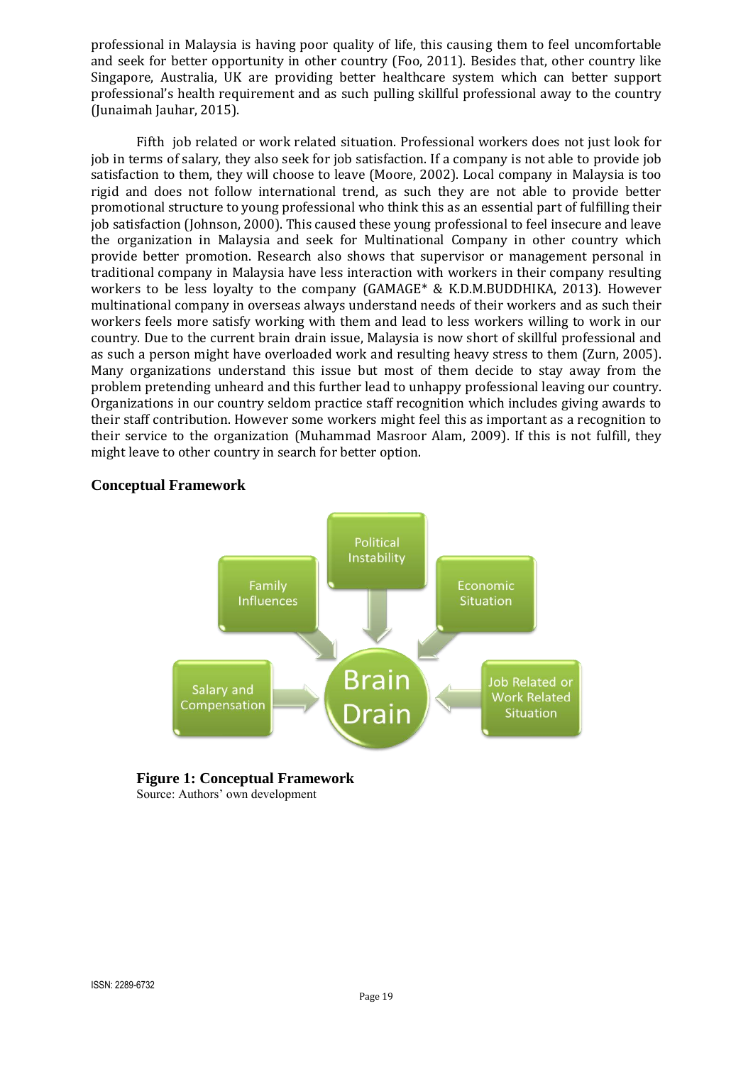professional in Malaysia is having poor quality of life, this causing them to feel uncomfortable and seek for better opportunity in other country (Foo, 2011). Besides that, other country like Singapore, Australia, UK are providing better healthcare system which can better support professional's health requirement and as such pulling skillful professional away to the country (Junaimah Jauhar, 2015).

Fifth job related or work related situation. Professional workers does not just look for job in terms of salary, they also seek for job satisfaction. If a company is not able to provide job satisfaction to them, they will choose to leave (Moore, 2002). Local company in Malaysia is too rigid and does not follow international trend, as such they are not able to provide better promotional structure to young professional who think this as an essential part of fulfilling their job satisfaction (Johnson, 2000). This caused these young professional to feel insecure and leave the organization in Malaysia and seek for Multinational Company in other country which provide better promotion. Research also shows that supervisor or management personal in traditional company in Malaysia have less interaction with workers in their company resulting workers to be less loyalty to the company (GAMAGE* & K.D.M.BUDDHIKA, 2013). However multinational company in overseas always understand needs of their workers and as such their workers feels more satisfy working with them and lead to less workers willing to work in our country. Due to the current brain drain issue, Malaysia is now short of skillful professional and as such a person might have overloaded work and resulting heavy stress to them (Zurn, 2005). Many organizations understand this issue but most of them decide to stay away from the problem pretending unheard and this further lead to unhappy professional leaving our country. Organizations in our country seldom practice staff recognition which includes giving awards to their staff contribution. However some workers might feel this as important as a recognition to their service to the organization (Muhammad Masroor Alam, 2009). If this is not fulfill, they might leave to other country in search for better option.

## Conceptual Framework

Political Instability

Family Influences

Economic Situation

Salary and Compensation

Brain Drain

Job Related or Work Related Situation

**Figure 1: Conceptual Framework**
Source: Authors' own development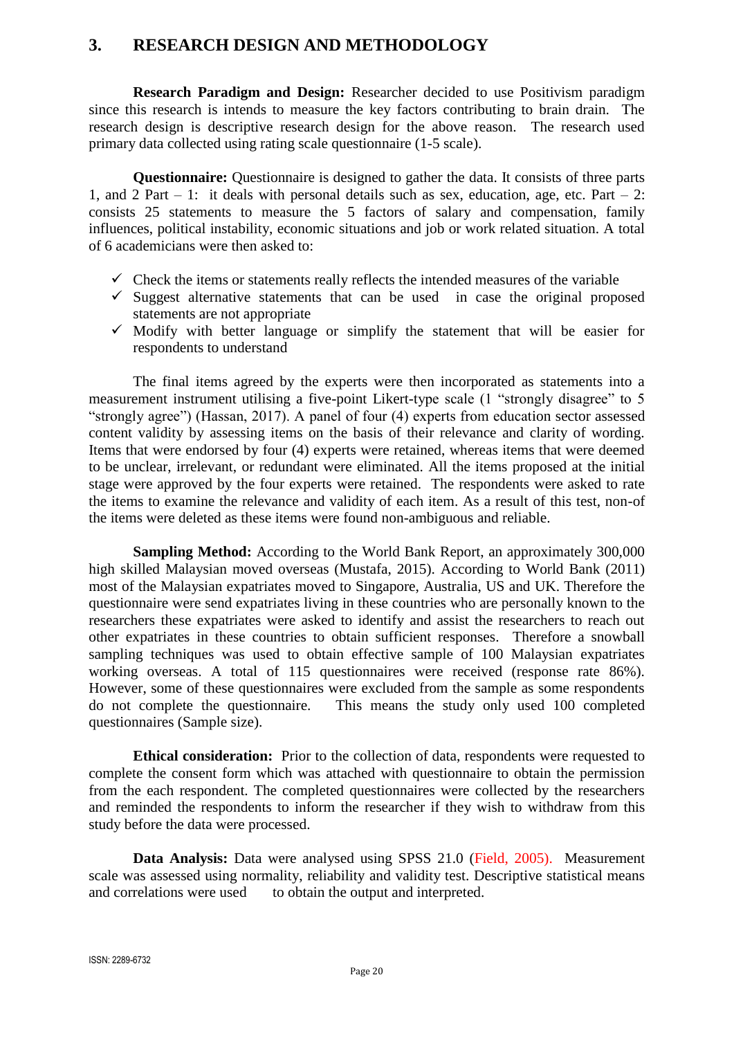## 3. RESEARCH DESIGN AND METHODOLOGY

**Research Paradigm and Design:** Researcher decided to use Positivism paradigm since this research is intends to measure the key factors contributing to brain drain. The research design is descriptive research design for the above reason. The research used primary data collected using rating scale questionnaire (1-5 scale).

**Questionnaire:** Questionnaire is designed to gather the data. It consists of three parts 1, and 2 Part – 1: it deals with personal details such as sex, education, age, etc. Part – 2: consists 25 statements to measure the 5 factors of salary and compensation, family influences, political instability, economic situations and job or work related situation. A total of 6 academicians were then asked to:

- ✓ Check the items or statements really reflects the intended measures of the variable
- ✓ Suggest alternative statements that can be used in case the original proposed statements are not appropriate
- ✓ Modify with better language or simplify the statement that will be easier for respondents to understand

The final items agreed by the experts were then incorporated as statements into a measurement instrument utilising a five-point Likert-type scale (1 "strongly disagree" to 5 "strongly agree") (Hassan, 2017). A panel of four (4) experts from education sector assessed content validity by assessing items on the basis of their relevance and clarity of wording. Items that were endorsed by four (4) experts were retained, whereas items that were deemed to be unclear, irrelevant, or redundant were eliminated. All the items proposed at the initial stage were approved by the four experts were retained. The respondents were asked to rate the items to examine the relevance and validity of each item. As a result of this test, non-of the items were deleted as these items were found non-ambiguous and reliable.

**Sampling Method:** According to the World Bank Report, an approximately 300,000 high skilled Malaysian moved overseas (Mustafa, 2015). According to World Bank (2011) most of the Malaysian expatriates moved to Singapore, Australia, US and UK. Therefore the questionnaire were send expatriates living in these countries who are personally known to the researchers these expatriates were asked to identify and assist the researchers to reach out other expatriates in these countries to obtain sufficient responses. Therefore a snowball sampling techniques was used to obtain effective sample of 100 Malaysian expatriates working overseas. A total of 115 questionnaires were received (response rate 86%). However, some of these questionnaires were excluded from the sample as some respondents do not complete the questionnaire. This means the study only used 100 completed questionnaires (Sample size).

**Ethical consideration:** Prior to the collection of data, respondents were requested to complete the consent form which was attached with questionnaire to obtain the permission from the each respondent. The completed questionnaires were collected by the researchers and reminded the respondents to inform the researcher if they wish to withdraw from this study before the data were processed.

**Data Analysis:** Data were analysed using SPSS 21.0 (Field, 2005). Measurement scale was assessed using normality, reliability and validity test. Descriptive statistical means and correlations were used to obtain the output and interpreted.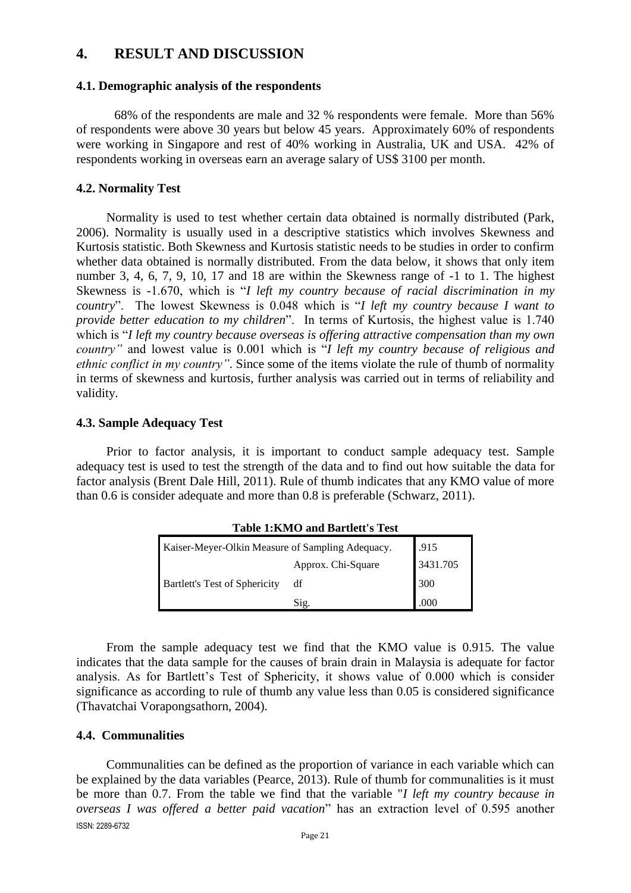# 4. RESULT AND DISCUSSION

### 4.1. Demographic analysis of the respondents

68% of the respondents are male and 32 % respondents were female. More than 56% of respondents were above 30 years but below 45 years. Approximately 60% of respondents were working in Singapore and rest of 40% working in Australia, UK and USA. 42% of respondents working in overseas earn an average salary of US$ 3100 per month.

### 4.2. Normality Test

Normality is used to test whether certain data obtained is normally distributed (Park, 2006). Normality is usually used in a descriptive statistics which involves Skewness and Kurtosis statistic. Both Skewness and Kurtosis statistic needs to be studies in order to confirm whether data obtained is normally distributed. From the data below, it shows that only item number 3, 4, 6, 7, 9, 10, 17 and 18 are within the Skewness range of -1 to 1. The highest Skewness is -1.670, which is "*I left my country because of racial discrimination in my country*". The lowest Skewness is 0.048 which is "*I left my country because I want to provide better education to my children*". In terms of Kurtosis, the highest value is 1.740 which is "*I left my country because overseas is offering attractive compensation than my own country"* and lowest value is 0.001 which is "*I left my country because of religious and ethnic conflict in my country"*. Since some of the items violate the rule of thumb of normality in terms of skewness and kurtosis, further analysis was carried out in terms of reliability and validity.

### 4.3. Sample Adequacy Test

Prior to factor analysis, it is important to conduct sample adequacy test. Sample adequacy test is used to test the strength of the data and to find out how suitable the data for factor analysis (Brent Dale Hill, 2011). Rule of thumb indicates that any KMO value of more than 0.6 is consider adequate and more than 0.8 is preferable (Schwarz, 2011).

**Table 1:KMO and Bartlett's Test**

| | | |
|---|---|---|
| Kaiser-Meyer-Olkin Measure of Sampling Adequacy. | | .915 |
| Bartlett's Test of Sphericity | Approx. Chi-Square | 3431.705 |
| | df | 300 |
| | Sig. | .000 |

From the sample adequacy test we find that the KMO value is 0.915. The value indicates that the data sample for the causes of brain drain in Malaysia is adequate for factor analysis. As for Bartlett's Test of Sphericity, it shows value of 0.000 which is consider significance as according to rule of thumb any value less than 0.05 is considered significance (Thavatchai Vorapongsathorn, 2004).

### 4.4. Communalities

Communalities can be defined as the proportion of variance in each variable which can be explained by the data variables (Pearce, 2013). Rule of thumb for communalities is it must be more than 0.7. From the table we find that the variable "*I left my country because in overseas I was offered a better paid vacation*" has an extraction level of 0.595 another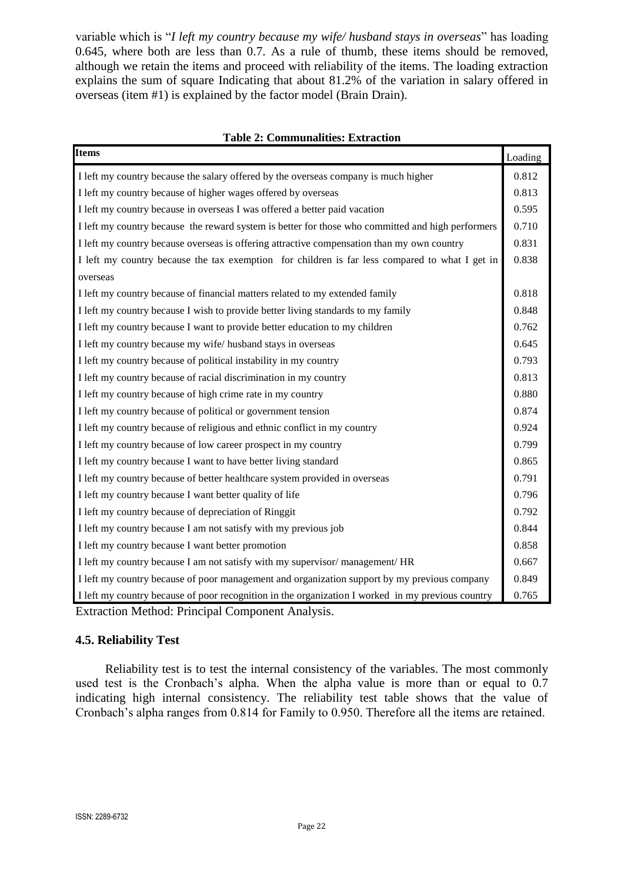variable which is "*I left my country because my wife/ husband stays in overseas*" has loading 0.645, where both are less than 0.7. As a rule of thumb, these items should be removed, although we retain the items and proceed with reliability of the items. The loading extraction explains the sum of square Indicating that about 81.2% of the variation in salary offered in overseas (item #1) is explained by the factor model (Brain Drain).

**Table 2: Communalities: Extraction**

| Items | Loading |
|---|---|
| I left my country because the salary offered by the overseas company is much higher | 0.812 |
| I left my country because of higher wages offered by overseas | 0.813 |
| I left my country because in overseas I was offered a better paid vacation | 0.595 |
| I left my country because the reward system is better for those who committed and high performers | 0.710 |
| I left my country because overseas is offering attractive compensation than my own country | 0.831 |
| I left my country because the tax exemption for children is far less compared to what I get in overseas | 0.838 |
| I left my country because of financial matters related to my extended family | 0.818 |
| I left my country because I wish to provide better living standards to my family | 0.848 |
| I left my country because I want to provide better education to my children | 0.762 |
| I left my country because my wife/ husband stays in overseas | 0.645 |
| I left my country because of political instability in my country | 0.793 |
| I left my country because of racial discrimination in my country | 0.813 |
| I left my country because of high crime rate in my country | 0.880 |
| I left my country because of political or government tension | 0.874 |
| I left my country because of religious and ethnic conflict in my country | 0.924 |
| I left my country because of low career prospect in my country | 0.799 |
| I left my country because I want to have better living standard | 0.865 |
| I left my country because of better healthcare system provided in overseas | 0.791 |
| I left my country because I want better quality of life | 0.796 |
| I left my country because of depreciation of Ringgit | 0.792 |
| I left my country because I am not satisfy with my previous job | 0.844 |
| I left my country because I want better promotion | 0.858 |
| I left my country because I am not satisfy with my supervisor/ management/ HR | 0.667 |
| I left my country because of poor management and organization support by my previous company | 0.849 |
| I left my country because of poor recognition in the organization I worked in my previous country | 0.765 |

Extraction Method: Principal Component Analysis.

### 4.5. Reliability Test

Reliability test is to test the internal consistency of the variables. The most commonly used test is the Cronbach's alpha. When the alpha value is more than or equal to 0.7 indicating high internal consistency. The reliability test table shows that the value of Cronbach's alpha ranges from 0.814 for Family to 0.950. Therefore all the items are retained.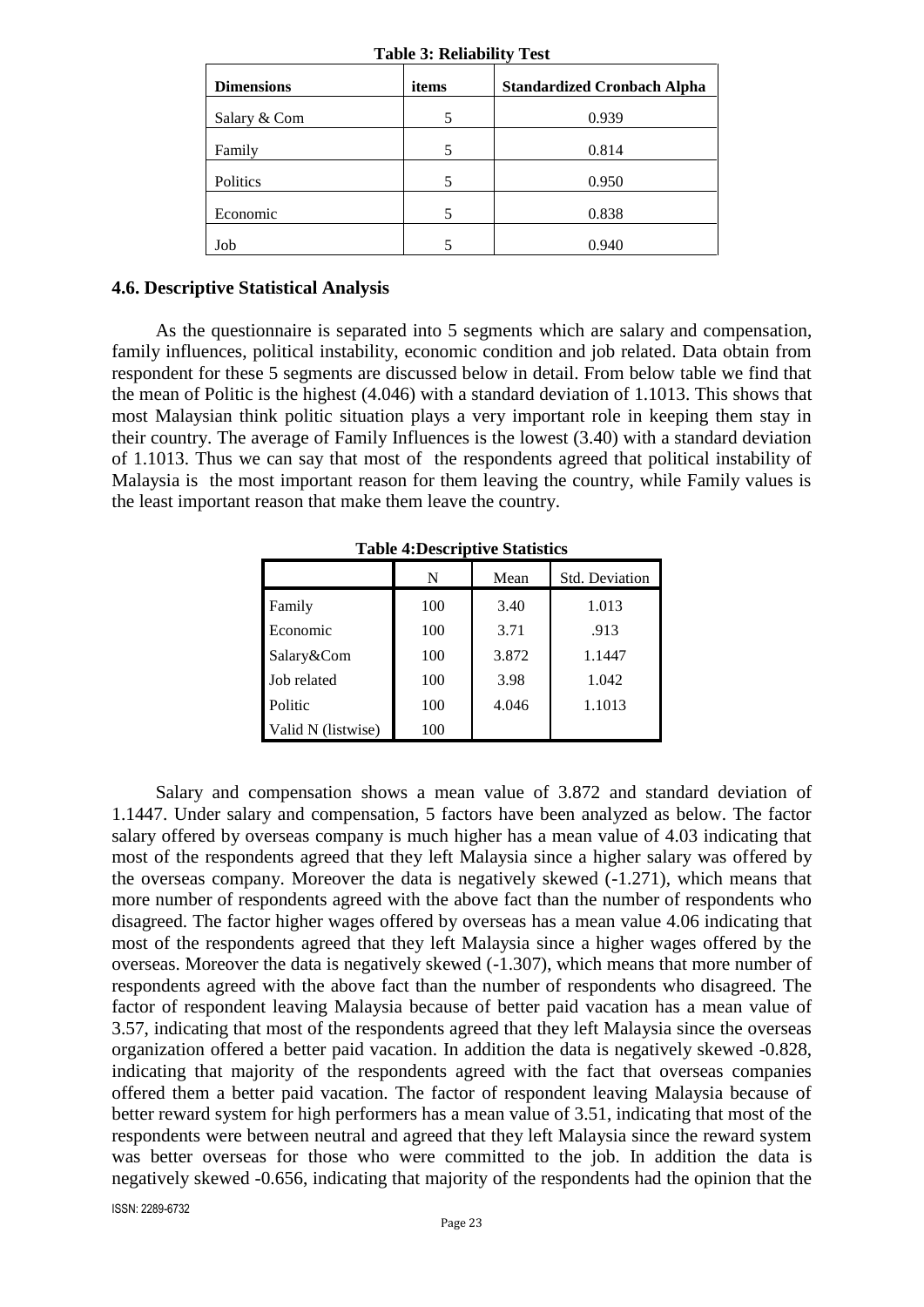**Table 3: Reliability Test**

| Dimensions | items | Standardized Cronbach Alpha |
|---|---|---|
| Salary & Com | 5 | 0.939 |
| Family | 5 | 0.814 |
| Politics | 5 | 0.950 |
| Economic | 5 | 0.838 |
| Job | 5 | 0.940 |

### 4.6. Descriptive Statistical Analysis

As the questionnaire is separated into 5 segments which are salary and compensation, family influences, political instability, economic condition and job related. Data obtain from respondent for these 5 segments are discussed below in detail. From below table we find that the mean of Politic is the highest (4.046) with a standard deviation of 1.1013. This shows that most Malaysian think politic situation plays a very important role in keeping them stay in their country. The average of Family Influences is the lowest (3.40) with a standard deviation of 1.1013. Thus we can say that most of the respondents agreed that political instability of Malaysia is the most important reason for them leaving the country, while Family values is the least important reason that make them leave the country.

**Table 4:Descriptive Statistics**

| | N | Mean | Std. Deviation |
|---|---|---|---|
| Family | 100 | 3.40 | 1.013 |
| Economic | 100 | 3.71 | .913 |
| Salary&Com | 100 | 3.872 | 1.1447 |
| Job related | 100 | 3.98 | 1.042 |
| Politic | 100 | 4.046 | 1.1013 |
| Valid N (listwise) | 100 | | |

Salary and compensation shows a mean value of 3.872 and standard deviation of 1.1447. Under salary and compensation, 5 factors have been analyzed as below. The factor salary offered by overseas company is much higher has a mean value of 4.03 indicating that most of the respondents agreed that they left Malaysia since a higher salary was offered by the overseas company. Moreover the data is negatively skewed (-1.271), which means that more number of respondents agreed with the above fact than the number of respondents who disagreed. The factor higher wages offered by overseas has a mean value 4.06 indicating that most of the respondents agreed that they left Malaysia since a higher wages offered by the overseas. Moreover the data is negatively skewed (-1.307), which means that more number of respondents agreed with the above fact than the number of respondents who disagreed. The factor of respondent leaving Malaysia because of better paid vacation has a mean value of 3.57, indicating that most of the respondents agreed that they left Malaysia since the overseas organization offered a better paid vacation. In addition the data is negatively skewed -0.828, indicating that majority of the respondents agreed with the fact that overseas companies offered them a better paid vacation. The factor of respondent leaving Malaysia because of better reward system for high performers has a mean value of 3.51, indicating that most of the respondents were between neutral and agreed that they left Malaysia since the reward system was better overseas for those who were committed to the job. In addition the data is negatively skewed -0.656, indicating that majority of the respondents had the opinion that the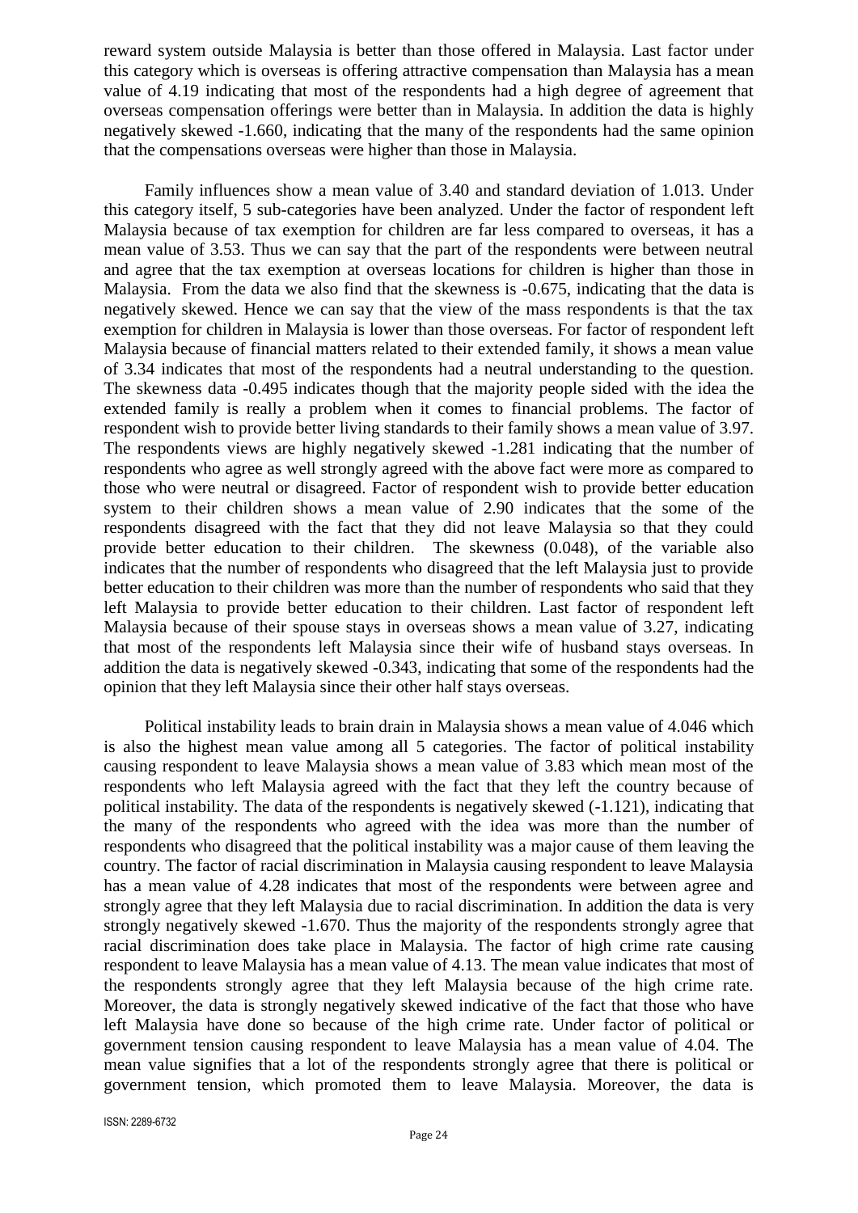reward system outside Malaysia is better than those offered in Malaysia. Last factor under this category which is overseas is offering attractive compensation than Malaysia has a mean value of 4.19 indicating that most of the respondents had a high degree of agreement that overseas compensation offerings were better than in Malaysia. In addition the data is highly negatively skewed -1.660, indicating that the many of the respondents had the same opinion that the compensations overseas were higher than those in Malaysia.

Family influences show a mean value of 3.40 and standard deviation of 1.013. Under this category itself, 5 sub-categories have been analyzed. Under the factor of respondent left Malaysia because of tax exemption for children are far less compared to overseas, it has a mean value of 3.53. Thus we can say that the part of the respondents were between neutral and agree that the tax exemption at overseas locations for children is higher than those in Malaysia. From the data we also find that the skewness is -0.675, indicating that the data is negatively skewed. Hence we can say that the view of the mass respondents is that the tax exemption for children in Malaysia is lower than those overseas. For factor of respondent left Malaysia because of financial matters related to their extended family, it shows a mean value of 3.34 indicates that most of the respondents had a neutral understanding to the question. The skewness data -0.495 indicates though that the majority people sided with the idea the extended family is really a problem when it comes to financial problems. The factor of respondent wish to provide better living standards to their family shows a mean value of 3.97. The respondents views are highly negatively skewed -1.281 indicating that the number of respondents who agree as well strongly agreed with the above fact were more as compared to those who were neutral or disagreed. Factor of respondent wish to provide better education system to their children shows a mean value of 2.90 indicates that the some of the respondents disagreed with the fact that they did not leave Malaysia so that they could provide better education to their children. The skewness (0.048), of the variable also indicates that the number of respondents who disagreed that the left Malaysia just to provide better education to their children was more than the number of respondents who said that they left Malaysia to provide better education to their children. Last factor of respondent left Malaysia because of their spouse stays in overseas shows a mean value of 3.27, indicating that most of the respondents left Malaysia since their wife of husband stays overseas. In addition the data is negatively skewed -0.343, indicating that some of the respondents had the opinion that they left Malaysia since their other half stays overseas.

Political instability leads to brain drain in Malaysia shows a mean value of 4.046 which is also the highest mean value among all 5 categories. The factor of political instability causing respondent to leave Malaysia shows a mean value of 3.83 which mean most of the respondents who left Malaysia agreed with the fact that they left the country because of political instability. The data of the respondents is negatively skewed (-1.121), indicating that the many of the respondents who agreed with the idea was more than the number of respondents who disagreed that the political instability was a major cause of them leaving the country. The factor of racial discrimination in Malaysia causing respondent to leave Malaysia has a mean value of 4.28 indicates that most of the respondents were between agree and strongly agree that they left Malaysia due to racial discrimination. In addition the data is very strongly negatively skewed -1.670. Thus the majority of the respondents strongly agree that racial discrimination does take place in Malaysia. The factor of high crime rate causing respondent to leave Malaysia has a mean value of 4.13. The mean value indicates that most of the respondents strongly agree that they left Malaysia because of the high crime rate. Moreover, the data is strongly negatively skewed indicative of the fact that those who have left Malaysia have done so because of the high crime rate. Under factor of political or government tension causing respondent to leave Malaysia has a mean value of 4.04. The mean value signifies that a lot of the respondents strongly agree that there is political or government tension, which promoted them to leave Malaysia. Moreover, the data is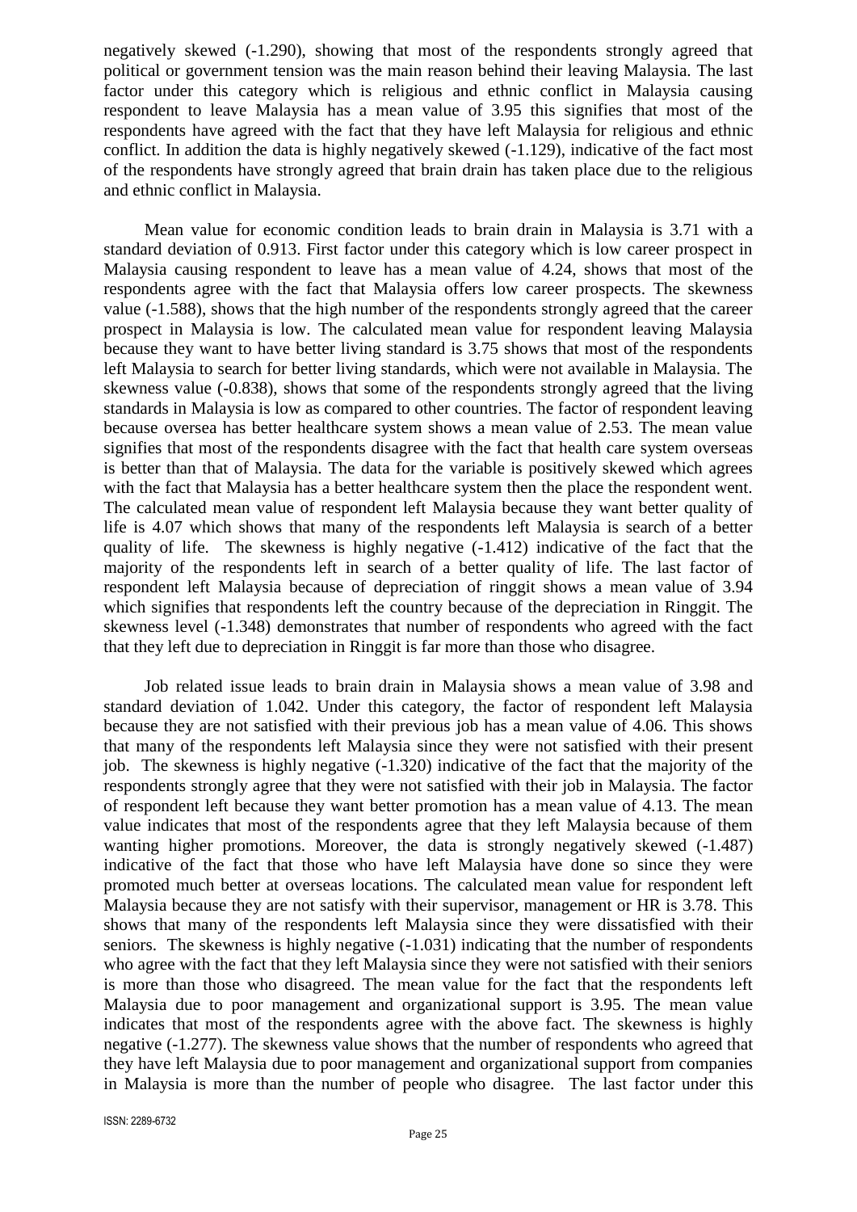negatively skewed (-1.290), showing that most of the respondents strongly agreed that political or government tension was the main reason behind their leaving Malaysia. The last factor under this category which is religious and ethnic conflict in Malaysia causing respondent to leave Malaysia has a mean value of 3.95 this signifies that most of the respondents have agreed with the fact that they have left Malaysia for religious and ethnic conflict. In addition the data is highly negatively skewed (-1.129), indicative of the fact most of the respondents have strongly agreed that brain drain has taken place due to the religious and ethnic conflict in Malaysia.

Mean value for economic condition leads to brain drain in Malaysia is 3.71 with a standard deviation of 0.913. First factor under this category which is low career prospect in Malaysia causing respondent to leave has a mean value of 4.24, shows that most of the respondents agree with the fact that Malaysia offers low career prospects. The skewness value (-1.588), shows that the high number of the respondents strongly agreed that the career prospect in Malaysia is low. The calculated mean value for respondent leaving Malaysia because they want to have better living standard is 3.75 shows that most of the respondents left Malaysia to search for better living standards, which were not available in Malaysia. The skewness value (-0.838), shows that some of the respondents strongly agreed that the living standards in Malaysia is low as compared to other countries. The factor of respondent leaving because oversea has better healthcare system shows a mean value of 2.53. The mean value signifies that most of the respondents disagree with the fact that health care system overseas is better than that of Malaysia. The data for the variable is positively skewed which agrees with the fact that Malaysia has a better healthcare system then the place the respondent went. The calculated mean value of respondent left Malaysia because they want better quality of life is 4.07 which shows that many of the respondents left Malaysia is search of a better quality of life. The skewness is highly negative (-1.412) indicative of the fact that the majority of the respondents left in search of a better quality of life. The last factor of respondent left Malaysia because of depreciation of ringgit shows a mean value of 3.94 which signifies that respondents left the country because of the depreciation in Ringgit. The skewness level (-1.348) demonstrates that number of respondents who agreed with the fact that they left due to depreciation in Ringgit is far more than those who disagree.

Job related issue leads to brain drain in Malaysia shows a mean value of 3.98 and standard deviation of 1.042. Under this category, the factor of respondent left Malaysia because they are not satisfied with their previous job has a mean value of 4.06. This shows that many of the respondents left Malaysia since they were not satisfied with their present job. The skewness is highly negative (-1.320) indicative of the fact that the majority of the respondents strongly agree that they were not satisfied with their job in Malaysia. The factor of respondent left because they want better promotion has a mean value of 4.13. The mean value indicates that most of the respondents agree that they left Malaysia because of them wanting higher promotions. Moreover, the data is strongly negatively skewed (-1.487) indicative of the fact that those who have left Malaysia have done so since they were promoted much better at overseas locations. The calculated mean value for respondent left Malaysia because they are not satisfy with their supervisor, management or HR is 3.78. This shows that many of the respondents left Malaysia since they were dissatisfied with their seniors. The skewness is highly negative (-1.031) indicating that the number of respondents who agree with the fact that they left Malaysia since they were not satisfied with their seniors is more than those who disagreed. The mean value for the fact that the respondents left Malaysia due to poor management and organizational support is 3.95. The mean value indicates that most of the respondents agree with the above fact. The skewness is highly negative (-1.277). The skewness value shows that the number of respondents who agreed that they have left Malaysia due to poor management and organizational support from companies in Malaysia is more than the number of people who disagree. The last factor under this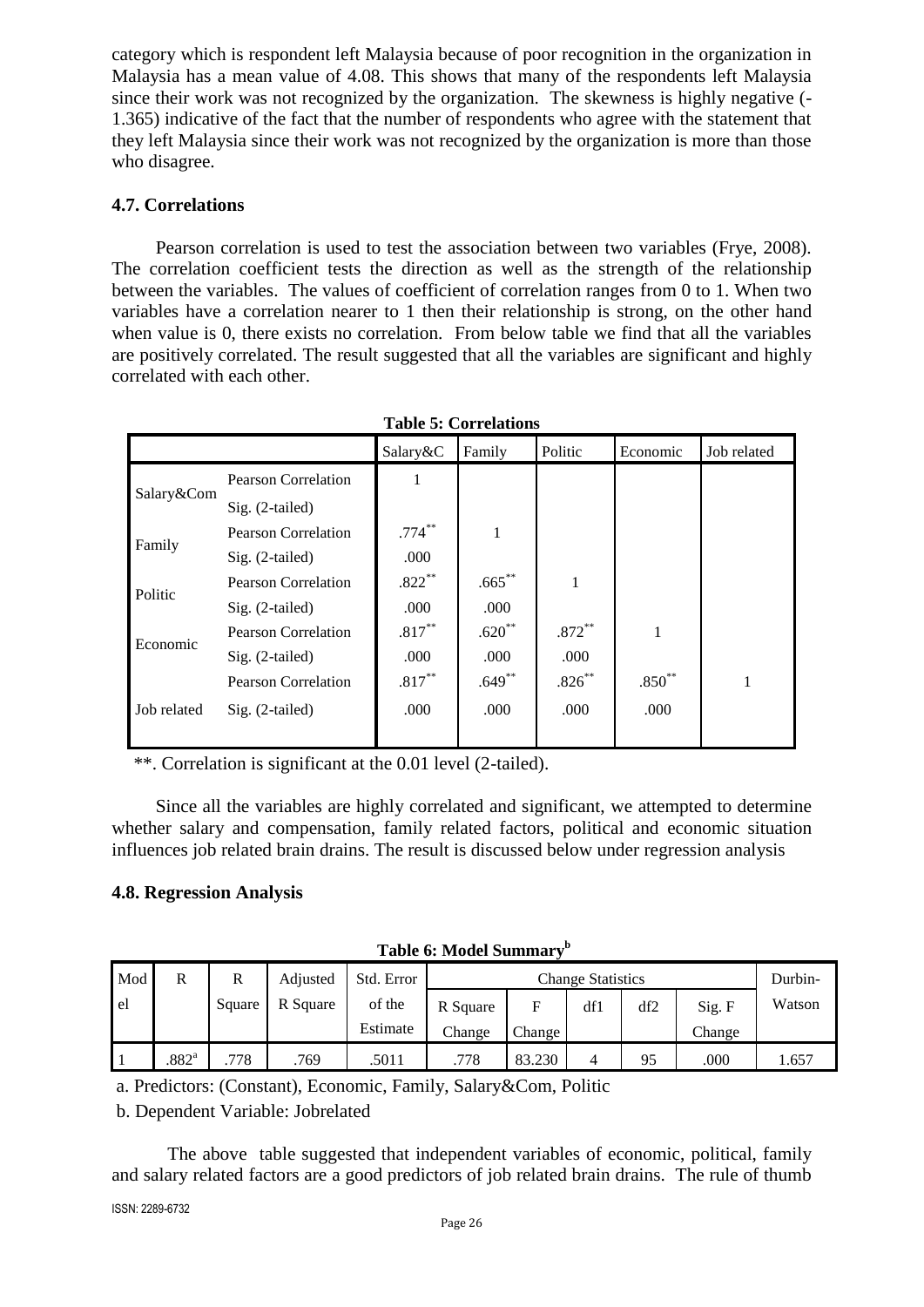category which is respondent left Malaysia because of poor recognition in the organization in Malaysia has a mean value of 4.08. This shows that many of the respondents left Malaysia since their work was not recognized by the organization. The skewness is highly negative (-1.365) indicative of the fact that the number of respondents who agree with the statement that they left Malaysia since their work was not recognized by the organization is more than those who disagree.

### 4.7. Correlations

Pearson correlation is used to test the association between two variables (Frye, 2008). The correlation coefficient tests the direction as well as the strength of the relationship between the variables. The values of coefficient of correlation ranges from 0 to 1. When two variables have a correlation nearer to 1 then their relationship is strong, on the other hand when value is 0, there exists no correlation. From below table we find that all the variables are positively correlated. The result suggested that all the variables are significant and highly correlated with each other.

**Table 5: Correlations**

| | | Salary&C | Family | Politic | Economic | Job related |
|---|---|---|---|---|---|---|
| Salary&Com | Pearson Correlation | 1 | | | | |
| | Sig. (2-tailed) | | | | | |
| Family | Pearson Correlation | .774** | 1 | | | |
| | Sig. (2-tailed) | .000 | | | | |
| Politic | Pearson Correlation | .822** | .665** | 1 | | |
| | Sig. (2-tailed) | .000 | .000 | | | |
| Economic | Pearson Correlation | .817** | .620** | .872** | 1 | |
| | Sig. (2-tailed) | .000 | .000 | .000 | | |
| Job related | Pearson Correlation | .817** | .649** | .826** | .850** | 1 |
| | Sig. (2-tailed) | .000 | .000 | .000 | .000 | |

**. Correlation is significant at the 0.01 level (2-tailed).

Since all the variables are highly correlated and significant, we attempted to determine whether salary and compensation, family related factors, political and economic situation influences job related brain drains. The result is discussed below under regression analysis

### 4.8. Regression Analysis

**Table 6: Model Summary[b]**

| Model | R | R Square | Adjusted R Square | Std. Error of the Estimate | Change Statistics | | | | | Durbin-Watson |
|---|---|---|---|---|---|---|---|---|---|---|
| | | | | | R Square Change | F Change | df1 | df2 | Sig. F Change | |
| 1 | .882[a] | .778 | .769 | .5011 | .778 | 83.230 | 4 | 95 | .000 | 1.657 |

a. Predictors: (Constant), Economic, Family, Salary&Com, Politic

b. Dependent Variable: Jobrelated

The above table suggested that independent variables of economic, political, family and salary related factors are a good predictors of job related brain drains. The rule of thumb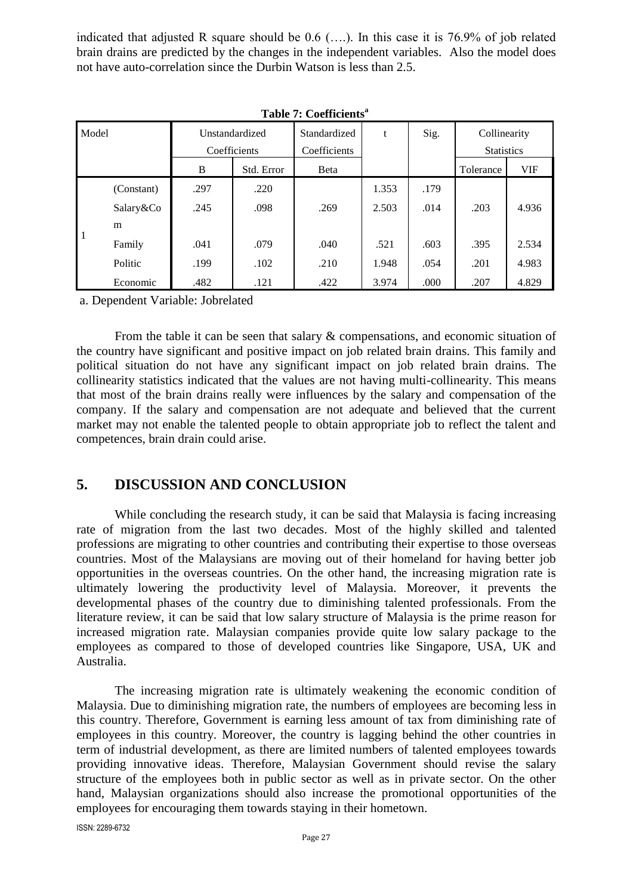indicated that adjusted R square should be 0.6 (….). In this case it is 76.9% of job related brain drains are predicted by the changes in the independent variables. Also the model does not have auto-correlation since the Durbin Watson is less than 2.5.

**Table 7: Coefficients[a]**

| Model | | Unstandardized Coefficients | | Standardized Coefficients | t | Sig. | Collinearity Statistics | |
|---|---|---|---|---|---|---|---|---|
| | | B | Std. Error | Beta | | | Tolerance | VIF |
| 1 | (Constant) | .297 | .220 | | 1.353 | .179 | | |
| | Salary&Com | .245 | .098 | .269 | 2.503 | .014 | .203 | 4.936 |
| | Family | .041 | .079 | .040 | .521 | .603 | .395 | 2.534 |
| | Politic | .199 | .102 | .210 | 1.948 | .054 | .201 | 4.983 |
| | Economic | .482 | .121 | .422 | 3.974 | .000 | .207 | 4.829 |

a. Dependent Variable: Jobrelated

From the table it can be seen that salary & compensations, and economic situation of the country have significant and positive impact on job related brain drains. This family and political situation do not have any significant impact on job related brain drains. The collinearity statistics indicated that the values are not having multi-collinearity. This means that most of the brain drains really were influences by the salary and compensation of the company. If the salary and compensation are not adequate and believed that the current market may not enable the talented people to obtain appropriate job to reflect the talent and competences, brain drain could arise.

## 5. DISCUSSION AND CONCLUSION

While concluding the research study, it can be said that Malaysia is facing increasing rate of migration from the last two decades. Most of the highly skilled and talented professions are migrating to other countries and contributing their expertise to those overseas countries. Most of the Malaysians are moving out of their homeland for having better job opportunities in the overseas countries. On the other hand, the increasing migration rate is ultimately lowering the productivity level of Malaysia. Moreover, it prevents the developmental phases of the country due to diminishing talented professionals. From the literature review, it can be said that low salary structure of Malaysia is the prime reason for increased migration rate. Malaysian companies provide quite low salary package to the employees as compared to those of developed countries like Singapore, USA, UK and Australia.

The increasing migration rate is ultimately weakening the economic condition of Malaysia. Due to diminishing migration rate, the numbers of employees are becoming less in this country. Therefore, Government is earning less amount of tax from diminishing rate of employees in this country. Moreover, the country is lagging behind the other countries in term of industrial development, as there are limited numbers of talented employees towards providing innovative ideas. Therefore, Malaysian Government should revise the salary structure of the employees both in public sector as well as in private sector. On the other hand, Malaysian organizations should also increase the promotional opportunities of the employees for encouraging them towards staying in their hometown.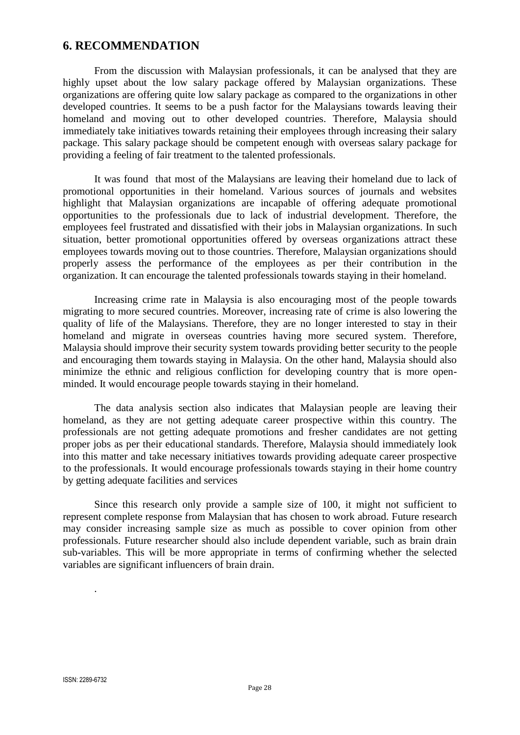## 6. RECOMMENDATION

From the discussion with Malaysian professionals, it can be analysed that they are highly upset about the low salary package offered by Malaysian organizations. These organizations are offering quite low salary package as compared to the organizations in other developed countries. It seems to be a push factor for the Malaysians towards leaving their homeland and moving out to other developed countries. Therefore, Malaysia should immediately take initiatives towards retaining their employees through increasing their salary package. This salary package should be competent enough with overseas salary package for providing a feeling of fair treatment to the talented professionals.

It was found that most of the Malaysians are leaving their homeland due to lack of promotional opportunities in their homeland. Various sources of journals and websites highlight that Malaysian organizations are incapable of offering adequate promotional opportunities to the professionals due to lack of industrial development. Therefore, the employees feel frustrated and dissatisfied with their jobs in Malaysian organizations. In such situation, better promotional opportunities offered by overseas organizations attract these employees towards moving out to those countries. Therefore, Malaysian organizations should properly assess the performance of the employees as per their contribution in the organization. It can encourage the talented professionals towards staying in their homeland.

Increasing crime rate in Malaysia is also encouraging most of the people towards migrating to more secured countries. Moreover, increasing rate of crime is also lowering the quality of life of the Malaysians. Therefore, they are no longer interested to stay in their homeland and migrate in overseas countries having more secured system. Therefore, Malaysia should improve their security system towards providing better security to the people and encouraging them towards staying in Malaysia. On the other hand, Malaysia should also minimize the ethnic and religious confliction for developing country that is more open-minded. It would encourage people towards staying in their homeland.

The data analysis section also indicates that Malaysian people are leaving their homeland, as they are not getting adequate career prospective within this country. The professionals are not getting adequate promotions and fresher candidates are not getting proper jobs as per their educational standards. Therefore, Malaysia should immediately look into this matter and take necessary initiatives towards providing adequate career prospective to the professionals. It would encourage professionals towards staying in their home country by getting adequate facilities and services

Since this research only provide a sample size of 100, it might not sufficient to represent complete response from Malaysian that has chosen to work abroad. Future research may consider increasing sample size as much as possible to cover opinion from other professionals. Future researcher should also include dependent variable, such as brain drain sub-variables. This will be more appropriate in terms of confirming whether the selected variables are significant influencers of brain drain.

.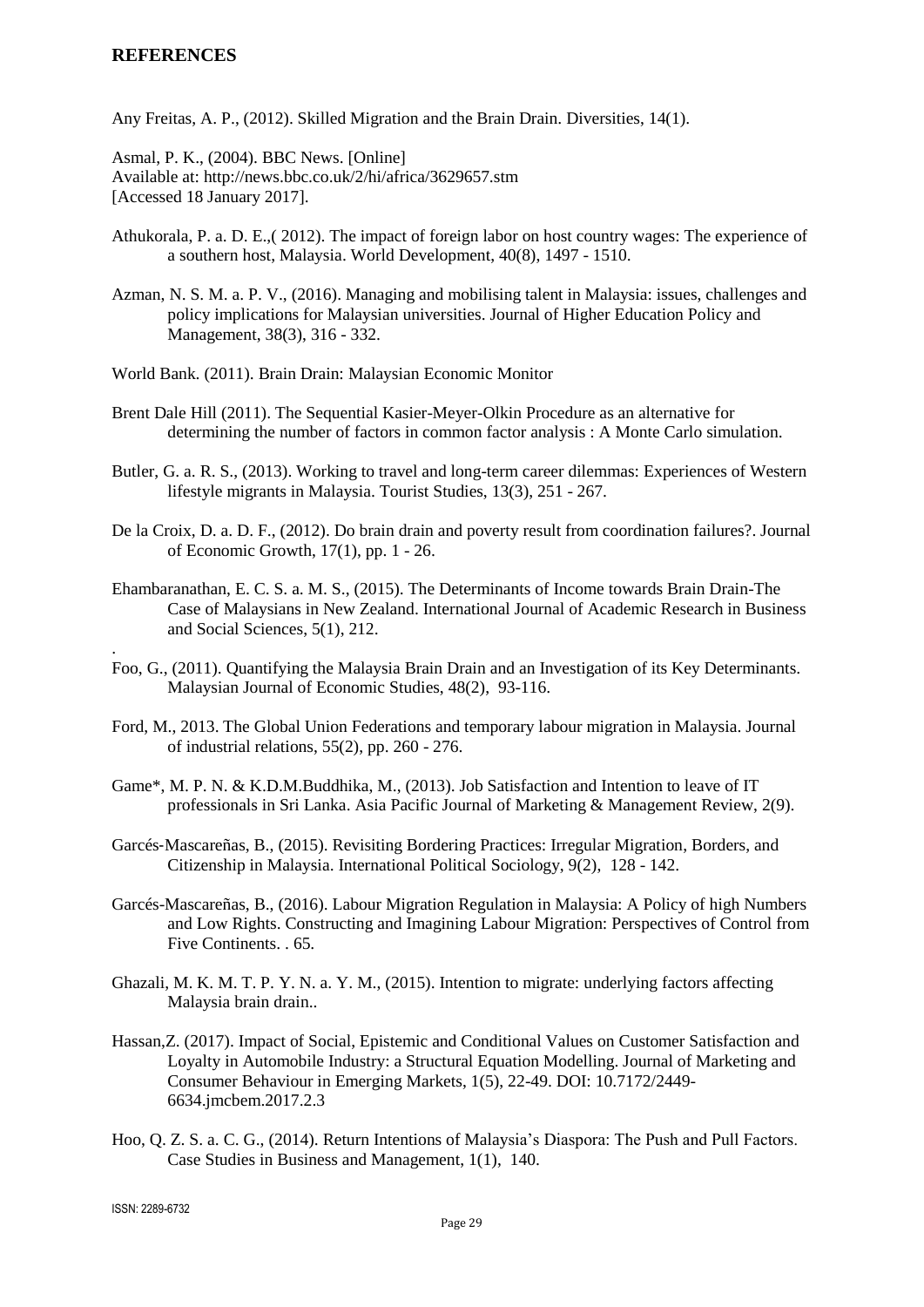## REFERENCES

Any Freitas, A. P., (2012). Skilled Migration and the Brain Drain. Diversities, 14(1).

Asmal, P. K., (2004). BBC News. [Online]
Available at: http://news.bbc.co.uk/2/hi/africa/3629657.stm
[Accessed 18 January 2017].

Athukorala, P. a. D. E.,( 2012). The impact of foreign labor on host country wages: The experience of a southern host, Malaysia. World Development, 40(8), 1497 - 1510.

Azman, N. S. M. a. P. V., (2016). Managing and mobilising talent in Malaysia: issues, challenges and policy implications for Malaysian universities. Journal of Higher Education Policy and Management, 38(3), 316 - 332.

World Bank. (2011). Brain Drain: Malaysian Economic Monitor

Brent Dale Hill (2011). The Sequential Kasier-Meyer-Olkin Procedure as an alternative for determining the number of factors in common factor analysis : A Monte Carlo simulation.

Butler, G. a. R. S., (2013). Working to travel and long-term career dilemmas: Experiences of Western lifestyle migrants in Malaysia. Tourist Studies, 13(3), 251 - 267.

De la Croix, D. a. D. F., (2012). Do brain drain and poverty result from coordination failures?. Journal of Economic Growth, 17(1), pp. 1 - 26.

Ehambaranathan, E. C. S. a. M. S., (2015). The Determinants of Income towards Brain Drain-The Case of Malaysians in New Zealand. International Journal of Academic Research in Business and Social Sciences, 5(1), 212.

.

Foo, G., (2011). Quantifying the Malaysia Brain Drain and an Investigation of its Key Determinants. Malaysian Journal of Economic Studies, 48(2), 93-116.

Ford, M., 2013. The Global Union Federations and temporary labour migration in Malaysia. Journal of industrial relations, 55(2), pp. 260 - 276.

Game*, M. P. N. & K.D.M.Buddhika, M., (2013). Job Satisfaction and Intention to leave of IT professionals in Sri Lanka. Asia Pacific Journal of Marketing & Management Review, 2(9).

Garcés-Mascareñas, B., (2015). Revisiting Bordering Practices: Irregular Migration, Borders, and Citizenship in Malaysia. International Political Sociology, 9(2), 128 - 142.

Garcés-Mascareñas, B., (2016). Labour Migration Regulation in Malaysia: A Policy of high Numbers and Low Rights. Constructing and Imagining Labour Migration: Perspectives of Control from Five Continents. . 65.

Ghazali, M. K. M. T. P. Y. N. a. Y. M., (2015). Intention to migrate: underlying factors affecting Malaysia brain drain..

Hassan,Z. (2017). Impact of Social, Epistemic and Conditional Values on Customer Satisfaction and Loyalty in Automobile Industry: a Structural Equation Modelling. Journal of Marketing and Consumer Behaviour in Emerging Markets, 1(5), 22-49. DOI: 10.7172/2449-6634.jmcbem.2017.2.3

Hoo, Q. Z. S. a. C. G., (2014). Return Intentions of Malaysia's Diaspora: The Push and Pull Factors. Case Studies in Business and Management, 1(1), 140.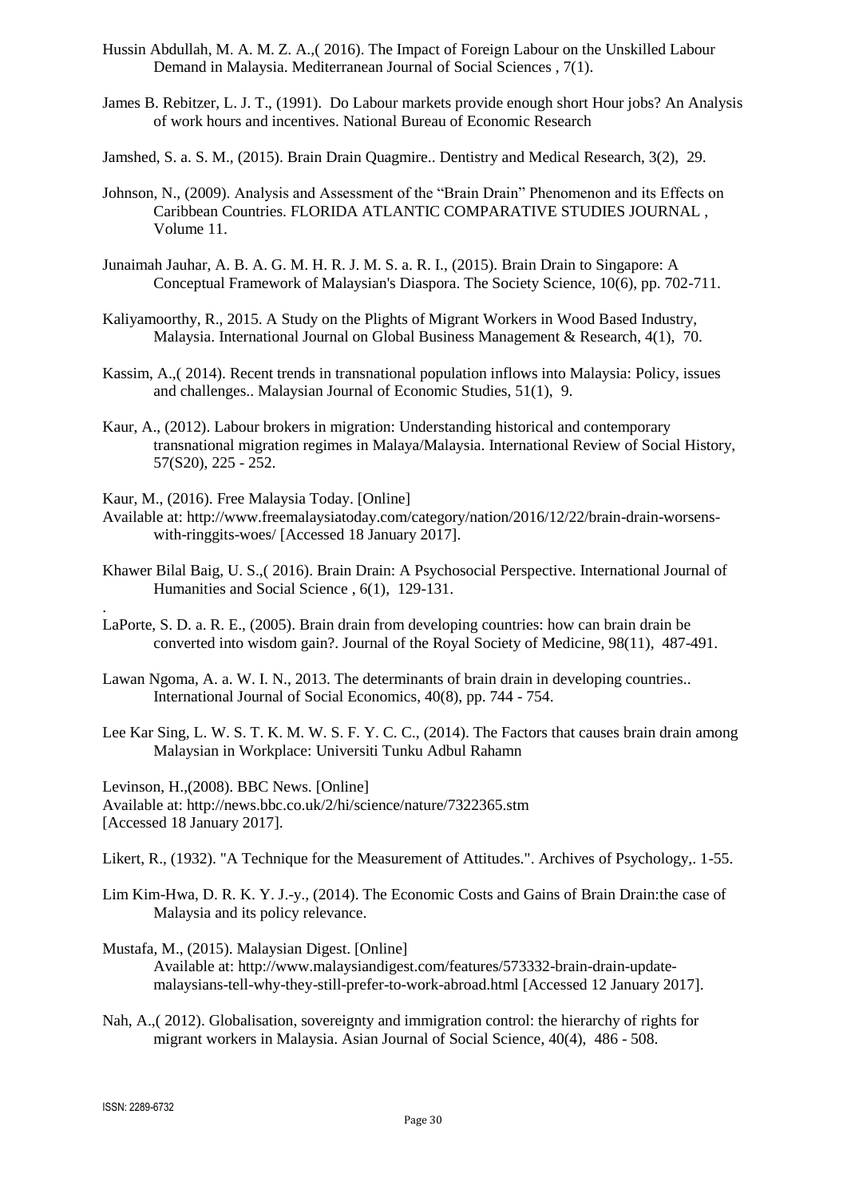Hussin Abdullah, M. A. M. Z. A.,( 2016). The Impact of Foreign Labour on the Unskilled Labour Demand in Malaysia. Mediterranean Journal of Social Sciences , 7(1).

James B. Rebitzer, L. J. T., (1991). Do Labour markets provide enough short Hour jobs? An Analysis of work hours and incentives. National Bureau of Economic Research

Jamshed, S. a. S. M., (2015). Brain Drain Quagmire.. Dentistry and Medical Research, 3(2), 29.

Johnson, N., (2009). Analysis and Assessment of the "Brain Drain" Phenomenon and its Effects on Caribbean Countries. FLORIDA ATLANTIC COMPARATIVE STUDIES JOURNAL , Volume 11.

Junaimah Jauhar, A. B. A. G. M. H. R. J. M. S. a. R. I., (2015). Brain Drain to Singapore: A Conceptual Framework of Malaysian's Diaspora. The Society Science, 10(6), pp. 702-711.

Kaliyamoorthy, R., 2015. A Study on the Plights of Migrant Workers in Wood Based Industry, Malaysia. International Journal on Global Business Management & Research, 4(1), 70.

Kassim, A.,( 2014). Recent trends in transnational population inflows into Malaysia: Policy, issues and challenges.. Malaysian Journal of Economic Studies, 51(1), 9.

Kaur, A., (2012). Labour brokers in migration: Understanding historical and contemporary transnational migration regimes in Malaya/Malaysia. International Review of Social History, 57(S20), 225 - 252.

Kaur, M., (2016). Free Malaysia Today. [Online]
Available at: http://www.freemalaysiatoday.com/category/nation/2016/12/22/brain-drain-worsens-with-ringgits-woes/ [Accessed 18 January 2017].

Khawer Bilal Baig, U. S.,( 2016). Brain Drain: A Psychosocial Perspective. International Journal of Humanities and Social Science , 6(1), 129-131.

LaPorte, S. D. a. R. E., (2005). Brain drain from developing countries: how can brain drain be converted into wisdom gain?. Journal of the Royal Society of Medicine, 98(11), 487-491.

Lawan Ngoma, A. a. W. I. N., 2013. The determinants of brain drain in developing countries.. International Journal of Social Economics, 40(8), pp. 744 - 754.

Lee Kar Sing, L. W. S. T. K. M. W. S. F. Y. C. C., (2014). The Factors that causes brain drain among Malaysian in Workplace: Universiti Tunku Adbul Rahamn

Levinson, H.,(2008). BBC News. [Online]
Available at: http://news.bbc.co.uk/2/hi/science/nature/7322365.stm
[Accessed 18 January 2017].

Likert, R., (1932). "A Technique for the Measurement of Attitudes.". Archives of Psychology,. 1-55.

Lim Kim-Hwa, D. R. K. Y. J.-y., (2014). The Economic Costs and Gains of Brain Drain:the case of Malaysia and its policy relevance.

Mustafa, M., (2015). Malaysian Digest. [Online]
Available at: http://www.malaysiandigest.com/features/573332-brain-drain-update-malaysians-tell-why-they-still-prefer-to-work-abroad.html [Accessed 12 January 2017].

Nah, A.,( 2012). Globalisation, sovereignty and immigration control: the hierarchy of rights for migrant workers in Malaysia. Asian Journal of Social Science, 40(4), 486 - 508.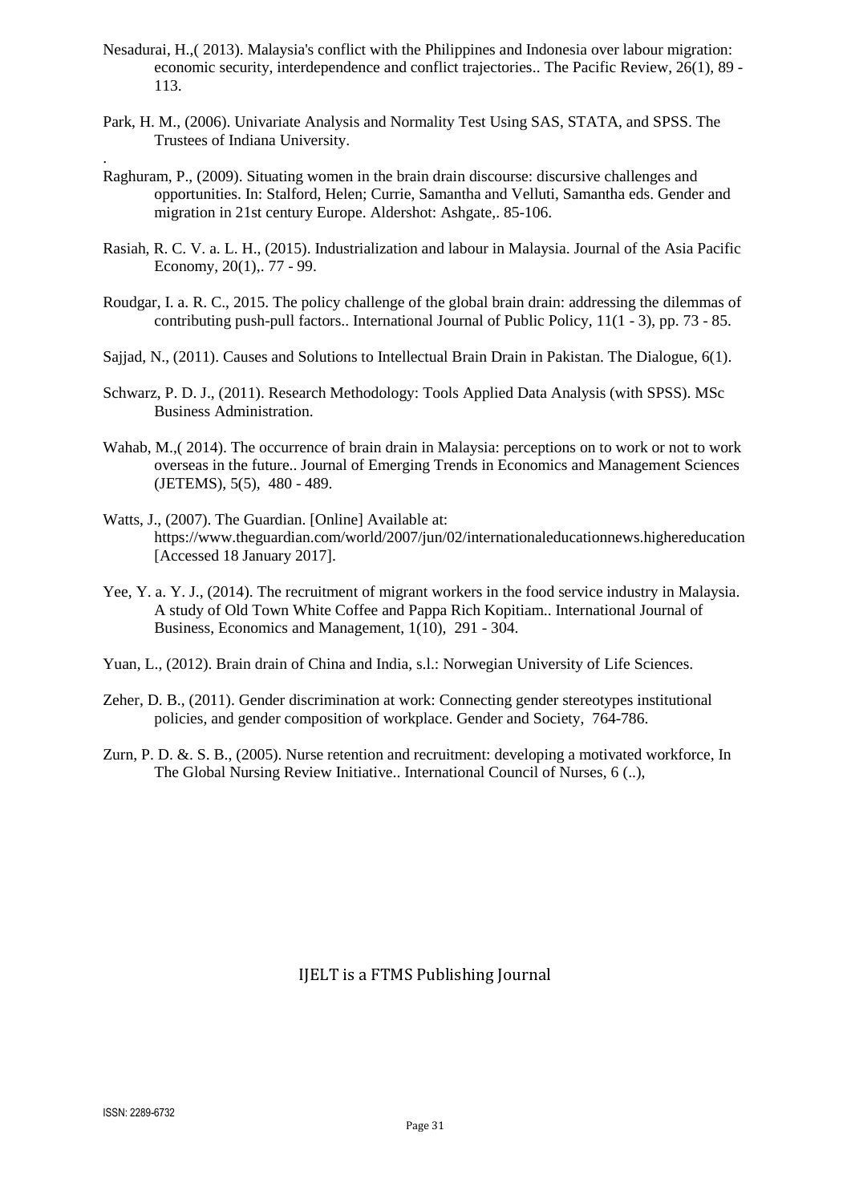Nesadurai, H.,( 2013). Malaysia's conflict with the Philippines and Indonesia over labour migration: economic security, interdependence and conflict trajectories.. The Pacific Review, 26(1), 89 - 113.

Park, H. M., (2006). Univariate Analysis and Normality Test Using SAS, STATA, and SPSS. The Trustees of Indiana University.

.

Raghuram, P., (2009). Situating women in the brain drain discourse: discursive challenges and opportunities. In: Stalford, Helen; Currie, Samantha and Velluti, Samantha eds. Gender and migration in 21st century Europe. Aldershot: Ashgate,. 85-106.

Rasiah, R. C. V. a. L. H., (2015). Industrialization and labour in Malaysia. Journal of the Asia Pacific Economy, 20(1),. 77 - 99.

Roudgar, I. a. R. C., 2015. The policy challenge of the global brain drain: addressing the dilemmas of contributing push-pull factors.. International Journal of Public Policy, 11(1 - 3), pp. 73 - 85.

Sajjad, N., (2011). Causes and Solutions to Intellectual Brain Drain in Pakistan. The Dialogue, 6(1).

Schwarz, P. D. J., (2011). Research Methodology: Tools Applied Data Analysis (with SPSS). MSc Business Administration.

Wahab, M.,( 2014). The occurrence of brain drain in Malaysia: perceptions on to work or not to work overseas in the future.. Journal of Emerging Trends in Economics and Management Sciences (JETEMS), 5(5), 480 - 489.

Watts, J., (2007). The Guardian. [Online] Available at: https://www.theguardian.com/world/2007/jun/02/internationaleducationnews.highereducation [Accessed 18 January 2017].

Yee, Y. a. Y. J., (2014). The recruitment of migrant workers in the food service industry in Malaysia. A study of Old Town White Coffee and Pappa Rich Kopitiam.. International Journal of Business, Economics and Management, 1(10), 291 - 304.

Yuan, L., (2012). Brain drain of China and India, s.l.: Norwegian University of Life Sciences.

Zeher, D. B., (2011). Gender discrimination at work: Connecting gender stereotypes institutional policies, and gender composition of workplace. Gender and Society, 764-786.

Zurn, P. D. &. S. B., (2005). Nurse retention and recruitment: developing a motivated workforce, In The Global Nursing Review Initiative.. International Council of Nurses, 6 (..),

IJELT is a FTMS Publishing Journal